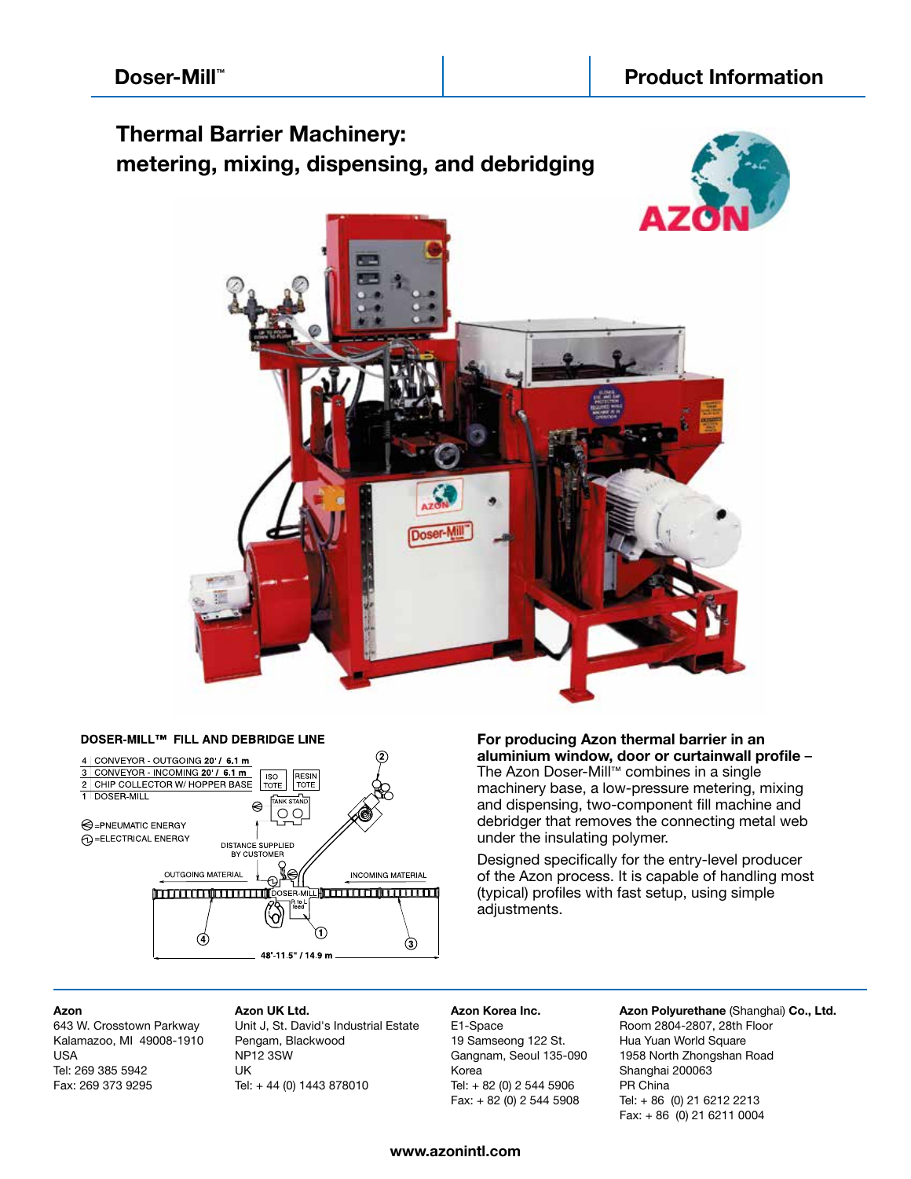# Doser-Mill™

## Product Information

## Thermal Barrier Machinery: metering, mixing, dispensing, and debridging

### DOSER-MILL™ FILL AND DEBRIDGE LINE

4 CONVEYOR - OUTGOING 20' / 6.1 m
3 CONVEYOR - INCOMING 20' / 6.1 m
2 CHIP COLLECTOR W/ HOPPER BASE
1 DOSER-MILL

=PNEUMATIC ENERGY
=ELECTRICAL ENERGY

ISO TOTE | RESIN TOTE | TANK STAND

DISTANCE SUPPLIED BY CUSTOMER

OUTGOING MATERIAL | INCOMING MATERIAL | DOSER-MILL | R to L feed

48'-11.5" / 14.9 m

**For producing Azon thermal barrier in an aluminium window, door or curtainwall profile** – The Azon Doser-Mill™ combines in a single machinery base, a low-pressure metering, mixing and dispensing, two-component fill machine and debridger that removes the connecting metal web under the insulating polymer.

Designed specifically for the entry-level producer of the Azon process. It is capable of handling most (typical) profiles with fast setup, using simple adjustments.

**Azon**
643 W. Crosstown Parkway
Kalamazoo, MI 49008-1910
USA
Tel: 269 385 5942
Fax: 269 373 9295

**Azon UK Ltd.**
Unit J, St. David's Industrial Estate
Pengam, Blackwood
NP12 3SW
UK
Tel: + 44 (0) 1443 878010

**Azon Korea Inc.**
E1-Space
19 Samseong 122 St.
Gangnam, Seoul 135-090
Korea
Tel: + 82 (0) 2 544 5906
Fax: + 82 (0) 2 544 5908

**Azon Polyurethane** (Shanghai) **Co., Ltd.**
Room 2804-2807, 28th Floor
Hua Yuan World Square
1958 North Zhongshan Road
Shanghai 200063
PR China
Tel: + 86 (0) 21 6212 2213
Fax: + 86 (0) 21 6211 0004

www.azonintl.com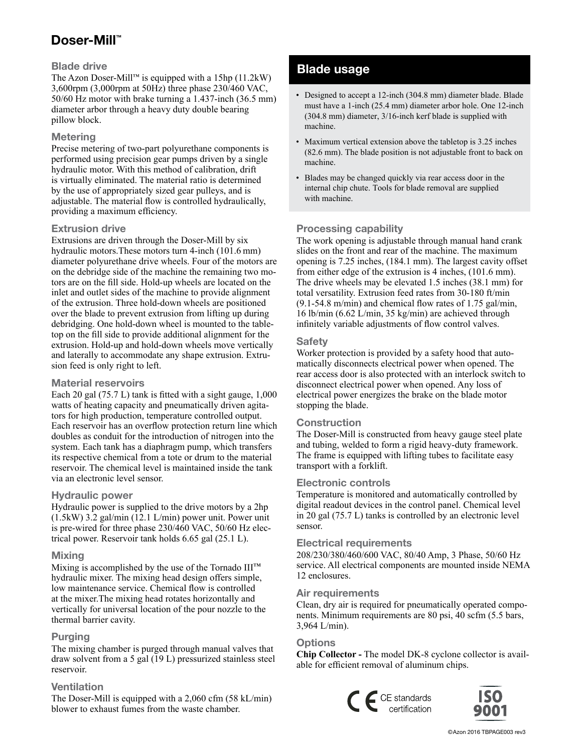# Doser-Mill™

### Blade drive

The Azon Doser-Mill™ is equipped with a 15hp (11.2kW) 3,600rpm (3,000rpm at 50Hz) three phase 230/460 VAC, 50/60 Hz motor with brake turning a 1.437-inch (36.5 mm) diameter arbor through a heavy duty double bearing pillow block.

### Metering

Precise metering of two-part polyurethane components is performed using precision gear pumps driven by a single hydraulic motor. With this method of calibration, drift is virtually eliminated. The material ratio is determined by the use of appropriately sized gear pulleys, and is adjustable. The material flow is controlled hydraulically, providing a maximum efficiency.

### Extrusion drive

Extrusions are driven through the Doser-Mill by six hydraulic motors.These motors turn 4-inch (101.6 mm) diameter polyurethane drive wheels. Four of the motors are on the debridge side of the machine the remaining two motors are on the fill side. Hold-up wheels are located on the inlet and outlet sides of the machine to provide alignment of the extrusion. Three hold-down wheels are positioned over the blade to prevent extrusion from lifting up during debridging. One hold-down wheel is mounted to the tabletop on the fill side to provide additional alignment for the extrusion. Hold-up and hold-down wheels move vertically and laterally to accommodate any shape extrusion. Extrusion feed is only right to left.

### Material reservoirs

Each 20 gal (75.7 L) tank is fitted with a sight gauge, 1,000 watts of heating capacity and pneumatically driven agitators for high production, temperature controlled output. Each reservoir has an overflow protection return line which doubles as conduit for the introduction of nitrogen into the system. Each tank has a diaphragm pump, which transfers its respective chemical from a tote or drum to the material reservoir. The chemical level is maintained inside the tank via an electronic level sensor.

### Hydraulic power

Hydraulic power is supplied to the drive motors by a 2hp (1.5kW) 3.2 gal/min (12.1 L/min) power unit. Power unit is pre-wired for three phase 230/460 VAC, 50/60 Hz electrical power. Reservoir tank holds 6.65 gal (25.1 L).

### Mixing

Mixing is accomplished by the use of the Tornado III™ hydraulic mixer. The mixing head design offers simple, low maintenance service. Chemical flow is controlled at the mixer.The mixing head rotates horizontally and vertically for universal location of the pour nozzle to the thermal barrier cavity.

### Purging

The mixing chamber is purged through manual valves that draw solvent from a 5 gal (19 L) pressurized stainless steel reservoir.

### Ventilation

The Doser-Mill is equipped with a 2,060 cfm (58 kL/min) blower to exhaust fumes from the waste chamber.

## Blade usage

- Designed to accept a 12-inch (304.8 mm) diameter blade. Blade must have a 1-inch (25.4 mm) diameter arbor hole. One 12-inch (304.8 mm) diameter, 3/16-inch kerf blade is supplied with machine.
- Maximum vertical extension above the tabletop is 3.25 inches (82.6 mm). The blade position is not adjustable front to back on machine.
- Blades may be changed quickly via rear access door in the internal chip chute. Tools for blade removal are supplied with machine.

### Processing capability

The work opening is adjustable through manual hand crank slides on the front and rear of the machine. The maximum opening is 7.25 inches, (184.1 mm). The largest cavity offset from either edge of the extrusion is 4 inches, (101.6 mm). The drive wheels may be elevated 1.5 inches (38.1 mm) for total versatility. Extrusion feed rates from 30-180 ft/min (9.1-54.8 m/min) and chemical flow rates of 1.75 gal/min, 16 lb/min (6.62 L/min, 35 kg/min) are achieved through infinitely variable adjustments of flow control valves.

### Safety

Worker protection is provided by a safety hood that automatically disconnects electrical power when opened. The rear access door is also protected with an interlock switch to disconnect electrical power when opened. Any loss of electrical power energizes the brake on the blade motor stopping the blade.

### Construction

The Doser-Mill is constructed from heavy gauge steel plate and tubing, welded to form a rigid heavy-duty framework. The frame is equipped with lifting tubes to facilitate easy transport with a forklift.

### Electronic controls

Temperature is monitored and automatically controlled by digital readout devices in the control panel. Chemical level in 20 gal (75.7 L) tanks is controlled by an electronic level sensor.

### Electrical requirements

208/230/380/460/600 VAC, 80/40 Amp, 3 Phase, 50/60 Hz service. All electrical components are mounted inside NEMA 12 enclosures.

### Air requirements

Clean, dry air is required for pneumatically operated components. Minimum requirements are 80 psi, 40 scfm (5.5 bars, 3,964 L/min).

### Options

**Chip Collector -** The model DK-8 cyclone collector is available for efficient removal of aluminum chips.

CE standards certification

ISO 9001

©Azon 2016 TBPAGE003 rev3